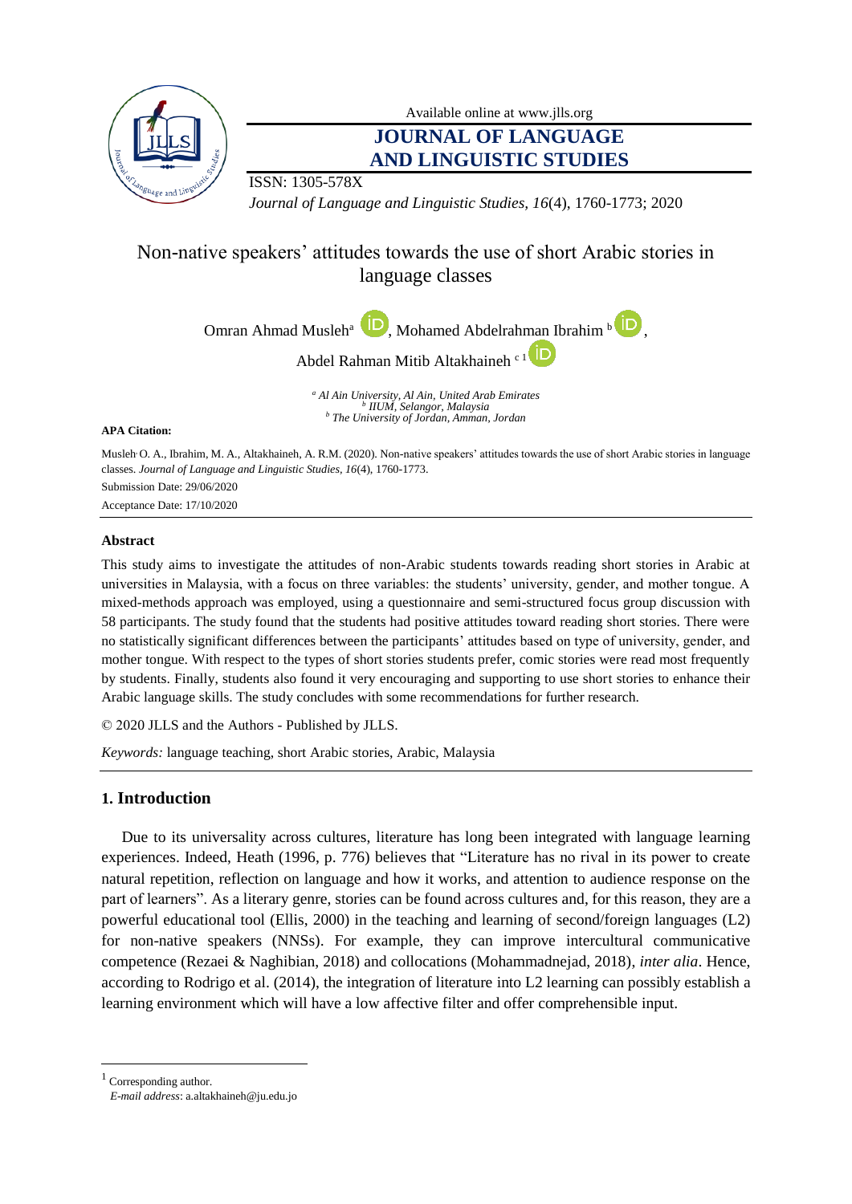Available online at www.jlls.org

# JOURNAL OF LANGUAGE AND LINGUISTIC STUDIES

ISSN: 1305-578X

*Journal of Language and Linguistic Studies, 16*(4), 1760-1773; 2020

## Non-native speakers' attitudes towards the use of short Arabic stories in language classes

Omran Ahmad Musleh[a], Mohamed Abdelrahman Ibrahim [b], Abdel Rahman Mitib Altakhaineh [c 1]

[a] *Al Ain University, Al Ain, United Arab Emirates*
[b] *IIUM, Selangor, Malaysia*
[b] *The University of Jordan, Amman, Jordan*

**APA Citation:**

Musleh, O. A., Ibrahim, M. A., Altakhaineh, A. R.M. (2020). Non-native speakers' attitudes towards the use of short Arabic stories in language classes. *Journal of Language and Linguistic Studies, 16*(4), 1760-1773.

Submission Date: 29/06/2020

Acceptance Date: 17/10/2020

### Abstract

This study aims to investigate the attitudes of non-Arabic students towards reading short stories in Arabic at universities in Malaysia, with a focus on three variables: the students' university, gender, and mother tongue. A mixed-methods approach was employed, using a questionnaire and semi-structured focus group discussion with 58 participants. The study found that the students had positive attitudes toward reading short stories. There were no statistically significant differences between the participants' attitudes based on type of university, gender, and mother tongue. With respect to the types of short stories students prefer, comic stories were read most frequently by students. Finally, students also found it very encouraging and supporting to use short stories to enhance their Arabic language skills. The study concludes with some recommendations for further research.

© 2020 JLLS and the Authors - Published by JLLS.

*Keywords:* language teaching, short Arabic stories, Arabic, Malaysia

## 1. Introduction

Due to its universality across cultures, literature has long been integrated with language learning experiences. Indeed, Heath (1996, p. 776) believes that "Literature has no rival in its power to create natural repetition, reflection on language and how it works, and attention to audience response on the part of learners". As a literary genre, stories can be found across cultures and, for this reason, they are a powerful educational tool (Ellis, 2000) in the teaching and learning of second/foreign languages (L2) for non-native speakers (NNSs). For example, they can improve intercultural communicative competence (Rezaei & Naghibian, 2018) and collocations (Mohammadnejad, 2018), *inter alia*. Hence, according to Rodrigo et al. (2014), the integration of literature into L2 learning can possibly establish a learning environment which will have a low affective filter and offer comprehensible input.

---

[1] Corresponding author.
*E-mail address*: a.altakhaineh@ju.edu.jo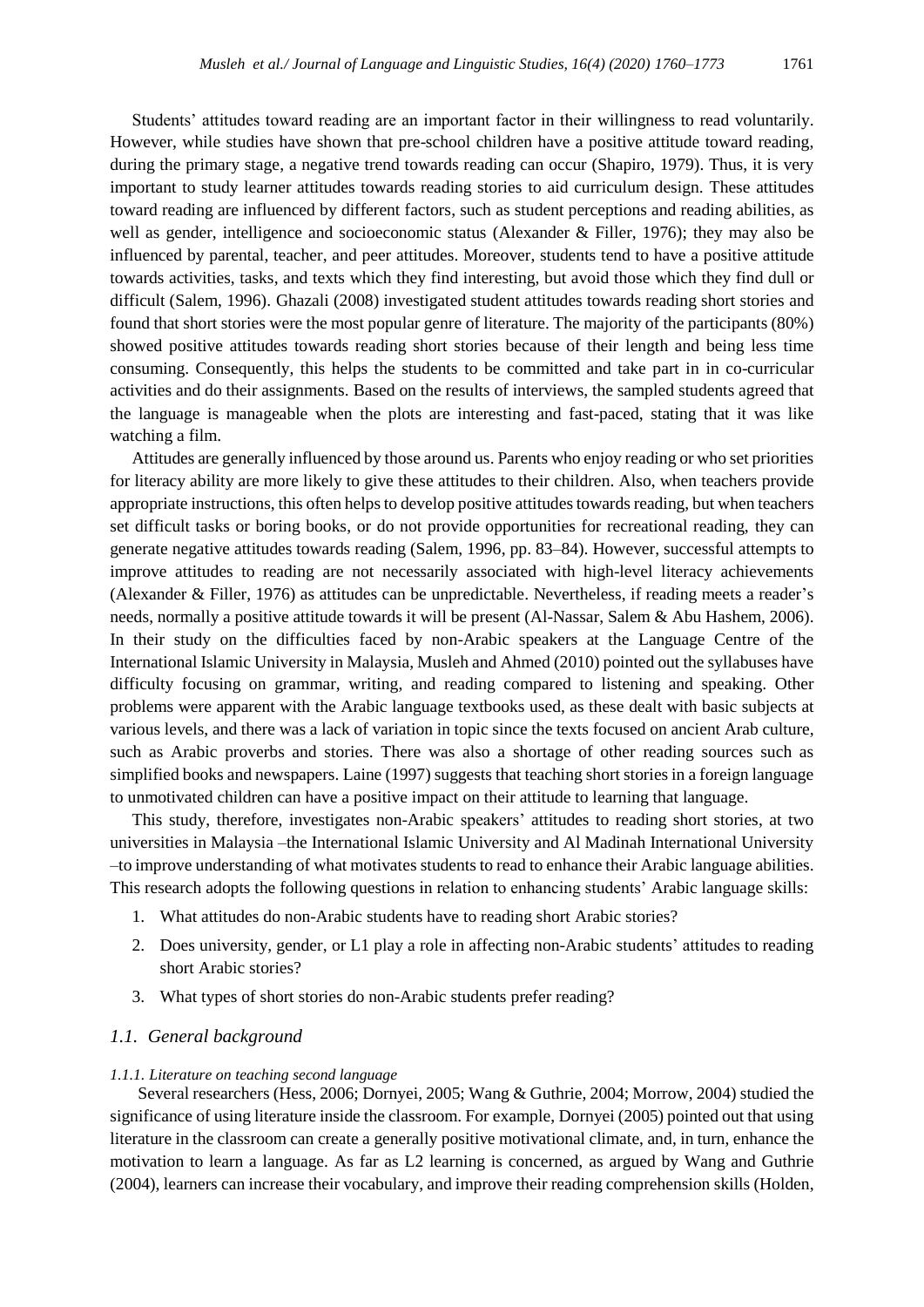Students' attitudes toward reading are an important factor in their willingness to read voluntarily. However, while studies have shown that pre-school children have a positive attitude toward reading, during the primary stage, a negative trend towards reading can occur (Shapiro, 1979). Thus, it is very important to study learner attitudes towards reading stories to aid curriculum design. These attitudes toward reading are influenced by different factors, such as student perceptions and reading abilities, as well as gender, intelligence and socioeconomic status (Alexander & Filler, 1976); they may also be influenced by parental, teacher, and peer attitudes. Moreover, students tend to have a positive attitude towards activities, tasks, and texts which they find interesting, but avoid those which they find dull or difficult (Salem, 1996). Ghazali (2008) investigated student attitudes towards reading short stories and found that short stories were the most popular genre of literature. The majority of the participants (80%) showed positive attitudes towards reading short stories because of their length and being less time consuming. Consequently, this helps the students to be committed and take part in in co-curricular activities and do their assignments. Based on the results of interviews, the sampled students agreed that the language is manageable when the plots are interesting and fast-paced, stating that it was like watching a film.

Attitudes are generally influenced by those around us. Parents who enjoy reading or who set priorities for literacy ability are more likely to give these attitudes to their children. Also, when teachers provide appropriate instructions, this often helps to develop positive attitudes towards reading, but when teachers set difficult tasks or boring books, or do not provide opportunities for recreational reading, they can generate negative attitudes towards reading (Salem, 1996, pp. 83–84). However, successful attempts to improve attitudes to reading are not necessarily associated with high-level literacy achievements (Alexander & Filler, 1976) as attitudes can be unpredictable. Nevertheless, if reading meets a reader's needs, normally a positive attitude towards it will be present (Al-Nassar, Salem & Abu Hashem, 2006). In their study on the difficulties faced by non-Arabic speakers at the Language Centre of the International Islamic University in Malaysia, Musleh and Ahmed (2010) pointed out the syllabuses have difficulty focusing on grammar, writing, and reading compared to listening and speaking. Other problems were apparent with the Arabic language textbooks used, as these dealt with basic subjects at various levels, and there was a lack of variation in topic since the texts focused on ancient Arab culture, such as Arabic proverbs and stories. There was also a shortage of other reading sources such as simplified books and newspapers. Laine (1997) suggests that teaching short stories in a foreign language to unmotivated children can have a positive impact on their attitude to learning that language.

This study, therefore, investigates non-Arabic speakers' attitudes to reading short stories, at two universities in Malaysia –the International Islamic University and Al Madinah International University –to improve understanding of what motivates students to read to enhance their Arabic language abilities. This research adopts the following questions in relation to enhancing students' Arabic language skills:

1. What attitudes do non-Arabic students have to reading short Arabic stories?
2. Does university, gender, or L1 play a role in affecting non-Arabic students' attitudes to reading short Arabic stories?
3. What types of short stories do non-Arabic students prefer reading?

### *1.1. General background*

#### *1.1.1. Literature on teaching second language*

Several researchers (Hess, 2006; Dornyei, 2005; Wang & Guthrie, 2004; Morrow, 2004) studied the significance of using literature inside the classroom. For example, Dornyei (2005) pointed out that using literature in the classroom can create a generally positive motivational climate, and, in turn, enhance the motivation to learn a language. As far as L2 learning is concerned, as argued by Wang and Guthrie (2004), learners can increase their vocabulary, and improve their reading comprehension skills (Holden,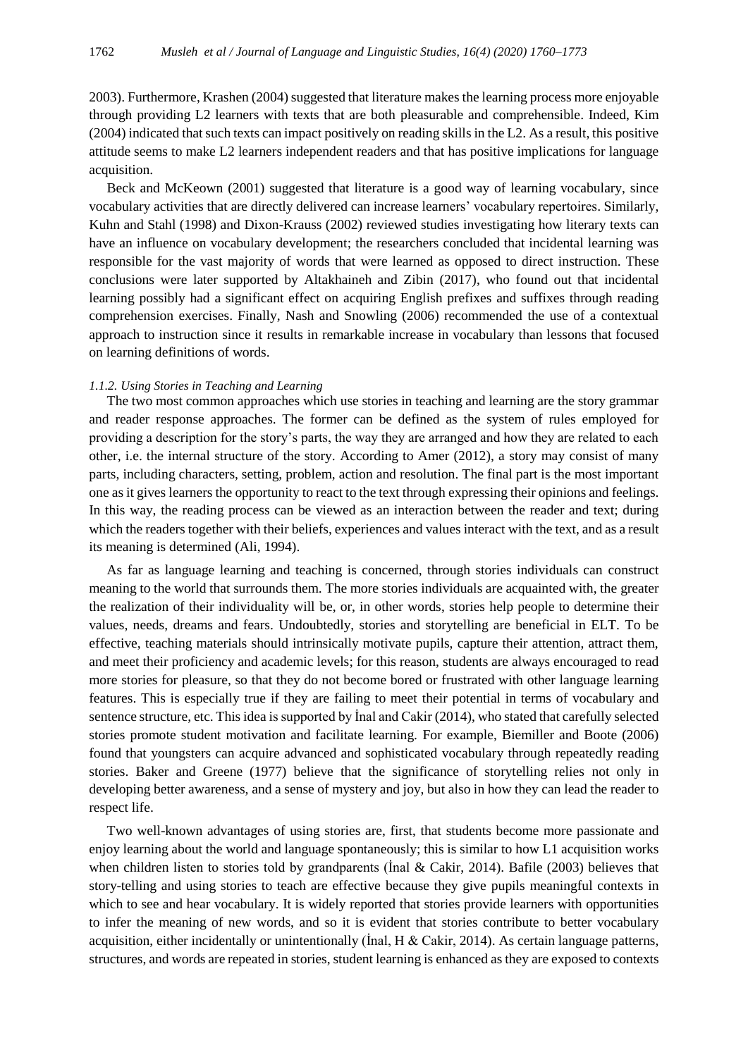2003). Furthermore, Krashen (2004) suggested that literature makes the learning process more enjoyable through providing L2 learners with texts that are both pleasurable and comprehensible. Indeed, Kim (2004) indicated that such texts can impact positively on reading skills in the L2. As a result, this positive attitude seems to make L2 learners independent readers and that has positive implications for language acquisition.

Beck and McKeown (2001) suggested that literature is a good way of learning vocabulary, since vocabulary activities that are directly delivered can increase learners' vocabulary repertoires. Similarly, Kuhn and Stahl (1998) and Dixon-Krauss (2002) reviewed studies investigating how literary texts can have an influence on vocabulary development; the researchers concluded that incidental learning was responsible for the vast majority of words that were learned as opposed to direct instruction. These conclusions were later supported by Altakhaineh and Zibin (2017), who found out that incidental learning possibly had a significant effect on acquiring English prefixes and suffixes through reading comprehension exercises. Finally, Nash and Snowling (2006) recommended the use of a contextual approach to instruction since it results in remarkable increase in vocabulary than lessons that focused on learning definitions of words.

#### *1.1.2. Using Stories in Teaching and Learning*

The two most common approaches which use stories in teaching and learning are the story grammar and reader response approaches. The former can be defined as the system of rules employed for providing a description for the story's parts, the way they are arranged and how they are related to each other, i.e. the internal structure of the story. According to Amer (2012), a story may consist of many parts, including characters, setting, problem, action and resolution. The final part is the most important one as it gives learners the opportunity to react to the text through expressing their opinions and feelings. In this way, the reading process can be viewed as an interaction between the reader and text; during which the readers together with their beliefs, experiences and values interact with the text, and as a result its meaning is determined (Ali, 1994).

As far as language learning and teaching is concerned, through stories individuals can construct meaning to the world that surrounds them. The more stories individuals are acquainted with, the greater the realization of their individuality will be, or, in other words, stories help people to determine their values, needs, dreams and fears. Undoubtedly, stories and storytelling are beneficial in ELT. To be effective, teaching materials should intrinsically motivate pupils, capture their attention, attract them, and meet their proficiency and academic levels; for this reason, students are always encouraged to read more stories for pleasure, so that they do not become bored or frustrated with other language learning features. This is especially true if they are failing to meet their potential in terms of vocabulary and sentence structure, etc. This idea is supported by İnal and Cakir (2014), who stated that carefully selected stories promote student motivation and facilitate learning. For example, Biemiller and Boote (2006) found that youngsters can acquire advanced and sophisticated vocabulary through repeatedly reading stories. Baker and Greene (1977) believe that the significance of storytelling relies not only in developing better awareness, and a sense of mystery and joy, but also in how they can lead the reader to respect life.

Two well-known advantages of using stories are, first, that students become more passionate and enjoy learning about the world and language spontaneously; this is similar to how L1 acquisition works when children listen to stories told by grandparents (İnal & Cakir, 2014). Bafile (2003) believes that story-telling and using stories to teach are effective because they give pupils meaningful contexts in which to see and hear vocabulary. It is widely reported that stories provide learners with opportunities to infer the meaning of new words, and so it is evident that stories contribute to better vocabulary acquisition, either incidentally or unintentionally (İnal, H & Cakir, 2014). As certain language patterns, structures, and words are repeated in stories, student learning is enhanced as they are exposed to contexts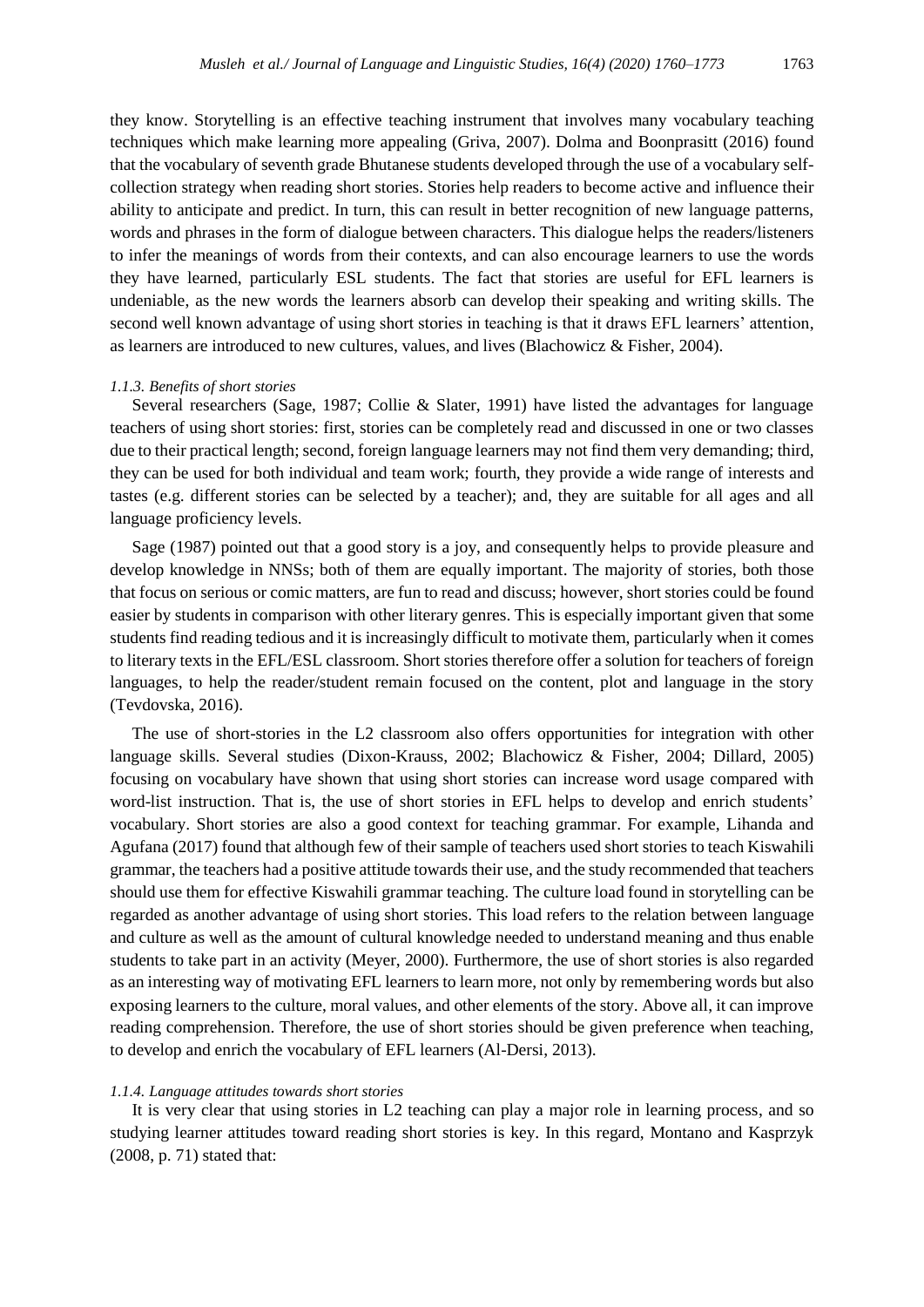they know. Storytelling is an effective teaching instrument that involves many vocabulary teaching techniques which make learning more appealing (Griva, 2007). Dolma and Boonprasitt (2016) found that the vocabulary of seventh grade Bhutanese students developed through the use of a vocabulary self-collection strategy when reading short stories. Stories help readers to become active and influence their ability to anticipate and predict. In turn, this can result in better recognition of new language patterns, words and phrases in the form of dialogue between characters. This dialogue helps the readers/listeners to infer the meanings of words from their contexts, and can also encourage learners to use the words they have learned, particularly ESL students. The fact that stories are useful for EFL learners is undeniable, as the new words the learners absorb can develop their speaking and writing skills. The second well known advantage of using short stories in teaching is that it draws EFL learners' attention, as learners are introduced to new cultures, values, and lives (Blachowicz & Fisher, 2004).

#### *1.1.3. Benefits of short stories*

Several researchers (Sage, 1987; Collie & Slater, 1991) have listed the advantages for language teachers of using short stories: first, stories can be completely read and discussed in one or two classes due to their practical length; second, foreign language learners may not find them very demanding; third, they can be used for both individual and team work; fourth, they provide a wide range of interests and tastes (e.g. different stories can be selected by a teacher); and, they are suitable for all ages and all language proficiency levels.

Sage (1987) pointed out that a good story is a joy, and consequently helps to provide pleasure and develop knowledge in NNSs; both of them are equally important. The majority of stories, both those that focus on serious or comic matters, are fun to read and discuss; however, short stories could be found easier by students in comparison with other literary genres. This is especially important given that some students find reading tedious and it is increasingly difficult to motivate them, particularly when it comes to literary texts in the EFL/ESL classroom. Short stories therefore offer a solution for teachers of foreign languages, to help the reader/student remain focused on the content, plot and language in the story (Tevdovska, 2016).

The use of short-stories in the L2 classroom also offers opportunities for integration with other language skills. Several studies (Dixon-Krauss, 2002; Blachowicz & Fisher, 2004; Dillard, 2005) focusing on vocabulary have shown that using short stories can increase word usage compared with word-list instruction. That is, the use of short stories in EFL helps to develop and enrich students' vocabulary. Short stories are also a good context for teaching grammar. For example, Lihanda and Agufana (2017) found that although few of their sample of teachers used short stories to teach Kiswahili grammar, the teachers had a positive attitude towards their use, and the study recommended that teachers should use them for effective Kiswahili grammar teaching. The culture load found in storytelling can be regarded as another advantage of using short stories. This load refers to the relation between language and culture as well as the amount of cultural knowledge needed to understand meaning and thus enable students to take part in an activity (Meyer, 2000). Furthermore, the use of short stories is also regarded as an interesting way of motivating EFL learners to learn more, not only by remembering words but also exposing learners to the culture, moral values, and other elements of the story. Above all, it can improve reading comprehension. Therefore, the use of short stories should be given preference when teaching, to develop and enrich the vocabulary of EFL learners (Al-Dersi, 2013).

#### *1.1.4. Language attitudes towards short stories*

It is very clear that using stories in L2 teaching can play a major role in learning process, and so studying learner attitudes toward reading short stories is key. In this regard, Montano and Kasprzyk (2008, p. 71) stated that: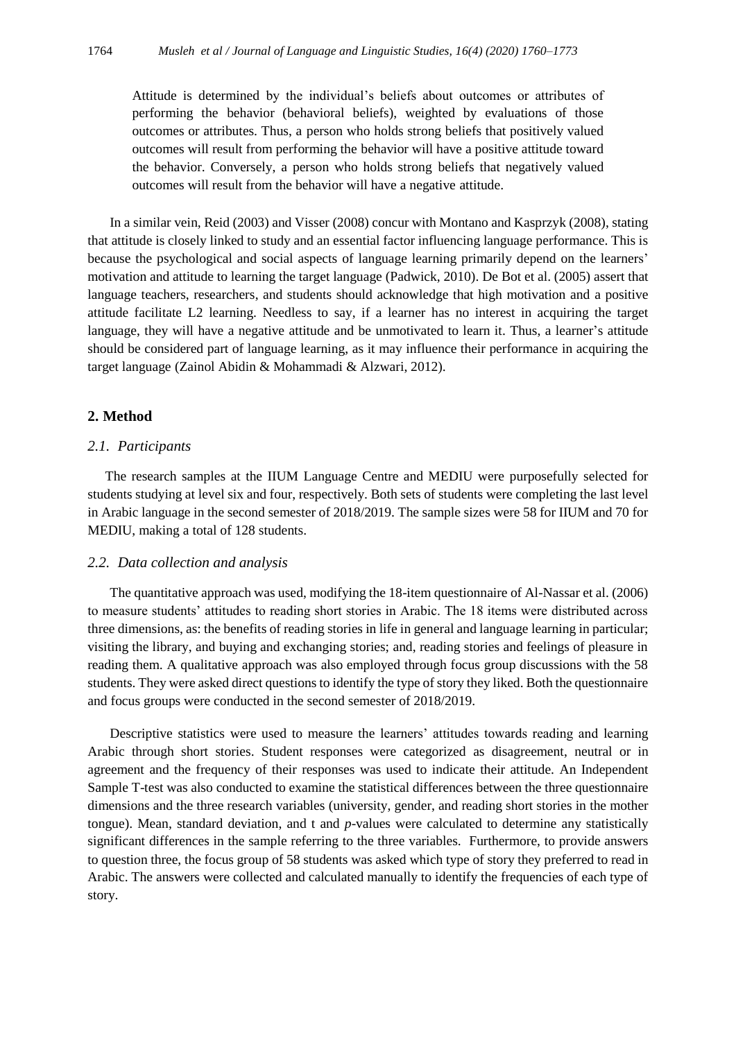> Attitude is determined by the individual's beliefs about outcomes or attributes of performing the behavior (behavioral beliefs), weighted by evaluations of those outcomes or attributes. Thus, a person who holds strong beliefs that positively valued outcomes will result from performing the behavior will have a positive attitude toward the behavior. Conversely, a person who holds strong beliefs that negatively valued outcomes will result from the behavior will have a negative attitude.

In a similar vein, Reid (2003) and Visser (2008) concur with Montano and Kasprzyk (2008), stating that attitude is closely linked to study and an essential factor influencing language performance. This is because the psychological and social aspects of language learning primarily depend on the learners' motivation and attitude to learning the target language (Padwick, 2010). De Bot et al. (2005) assert that language teachers, researchers, and students should acknowledge that high motivation and a positive attitude facilitate L2 learning. Needless to say, if a learner has no interest in acquiring the target language, they will have a negative attitude and be unmotivated to learn it. Thus, a learner's attitude should be considered part of language learning, as it may influence their performance in acquiring the target language (Zainol Abidin & Mohammadi & Alzwari, 2012).

## 2. Method

### *2.1. Participants*

The research samples at the IIUM Language Centre and MEDIU were purposefully selected for students studying at level six and four, respectively. Both sets of students were completing the last level in Arabic language in the second semester of 2018/2019. The sample sizes were 58 for IIUM and 70 for MEDIU, making a total of 128 students.

### *2.2. Data collection and analysis*

The quantitative approach was used, modifying the 18-item questionnaire of Al-Nassar et al. (2006) to measure students' attitudes to reading short stories in Arabic. The 18 items were distributed across three dimensions, as: the benefits of reading stories in life in general and language learning in particular; visiting the library, and buying and exchanging stories; and, reading stories and feelings of pleasure in reading them. A qualitative approach was also employed through focus group discussions with the 58 students. They were asked direct questions to identify the type of story they liked. Both the questionnaire and focus groups were conducted in the second semester of 2018/2019.

Descriptive statistics were used to measure the learners' attitudes towards reading and learning Arabic through short stories. Student responses were categorized as disagreement, neutral or in agreement and the frequency of their responses was used to indicate their attitude. An Independent Sample T-test was also conducted to examine the statistical differences between the three questionnaire dimensions and the three research variables (university, gender, and reading short stories in the mother tongue). Mean, standard deviation, and t and *p*-values were calculated to determine any statistically significant differences in the sample referring to the three variables. Furthermore, to provide answers to question three, the focus group of 58 students was asked which type of story they preferred to read in Arabic. The answers were collected and calculated manually to identify the frequencies of each type of story.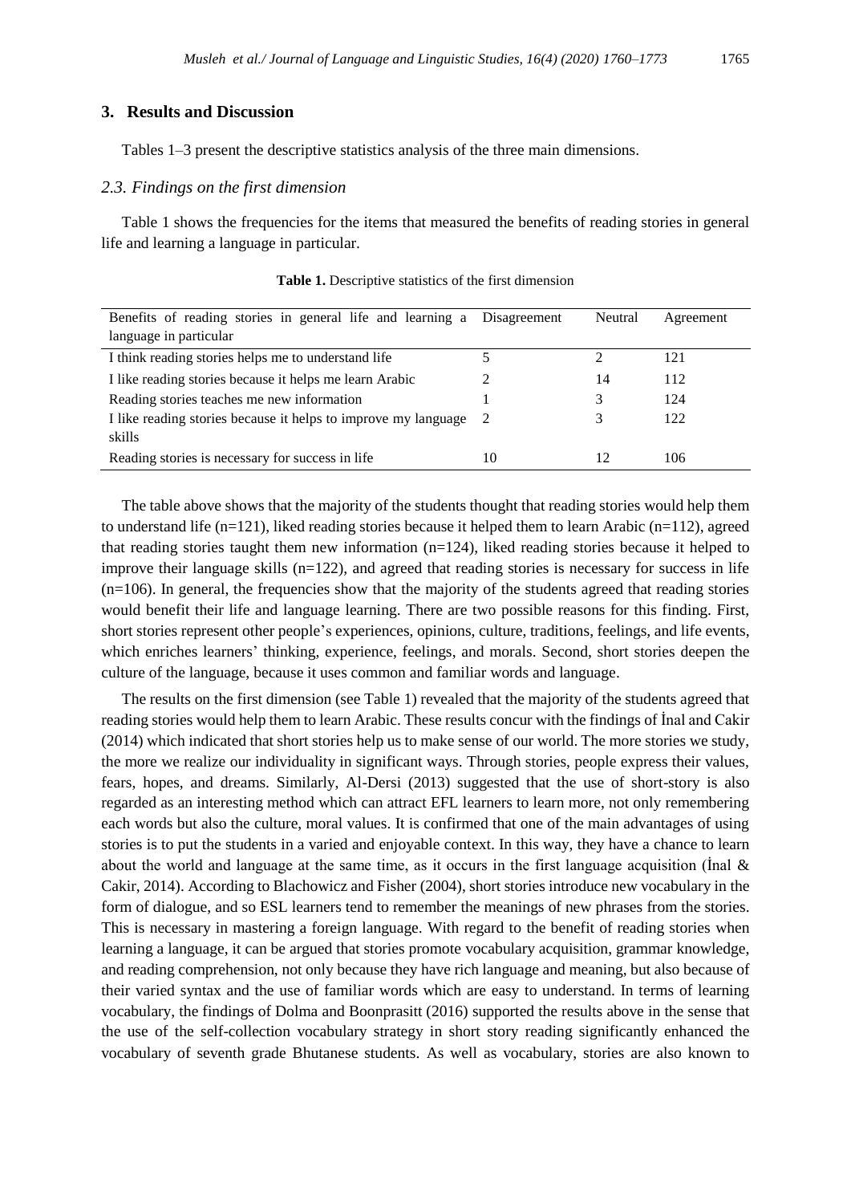## 3. Results and Discussion

Tables 1–3 present the descriptive statistics analysis of the three main dimensions.

### *2.3. Findings on the first dimension*

Table 1 shows the frequencies for the items that measured the benefits of reading stories in general life and learning a language in particular.

**Table 1.** Descriptive statistics of the first dimension

| Benefits of reading stories in general life and learning a language in particular | Disagreement | Neutral | Agreement |
|---|---|---|---|
| I think reading stories helps me to understand life | 5 | 2 | 121 |
| I like reading stories because it helps me learn Arabic | 2 | 14 | 112 |
| Reading stories teaches me new information | 1 | 3 | 124 |
| I like reading stories because it helps to improve my language skills | 2 | 3 | 122 |
| Reading stories is necessary for success in life | 10 | 12 | 106 |

The table above shows that the majority of the students thought that reading stories would help them to understand life (n=121), liked reading stories because it helped them to learn Arabic (n=112), agreed that reading stories taught them new information (n=124), liked reading stories because it helped to improve their language skills (n=122), and agreed that reading stories is necessary for success in life (n=106). In general, the frequencies show that the majority of the students agreed that reading stories would benefit their life and language learning. There are two possible reasons for this finding. First, short stories represent other people's experiences, opinions, culture, traditions, feelings, and life events, which enriches learners' thinking, experience, feelings, and morals. Second, short stories deepen the culture of the language, because it uses common and familiar words and language.

The results on the first dimension (see Table 1) revealed that the majority of the students agreed that reading stories would help them to learn Arabic. These results concur with the findings of İnal and Cakir (2014) which indicated that short stories help us to make sense of our world. The more stories we study, the more we realize our individuality in significant ways. Through stories, people express their values, fears, hopes, and dreams. Similarly, Al-Dersi (2013) suggested that the use of short-story is also regarded as an interesting method which can attract EFL learners to learn more, not only remembering each words but also the culture, moral values. It is confirmed that one of the main advantages of using stories is to put the students in a varied and enjoyable context. In this way, they have a chance to learn about the world and language at the same time, as it occurs in the first language acquisition (İnal & Cakir, 2014). According to Blachowicz and Fisher (2004), short stories introduce new vocabulary in the form of dialogue, and so ESL learners tend to remember the meanings of new phrases from the stories. This is necessary in mastering a foreign language. With regard to the benefit of reading stories when learning a language, it can be argued that stories promote vocabulary acquisition, grammar knowledge, and reading comprehension, not only because they have rich language and meaning, but also because of their varied syntax and the use of familiar words which are easy to understand. In terms of learning vocabulary, the findings of Dolma and Boonprasitt (2016) supported the results above in the sense that the use of the self-collection vocabulary strategy in short story reading significantly enhanced the vocabulary of seventh grade Bhutanese students. As well as vocabulary, stories are also known to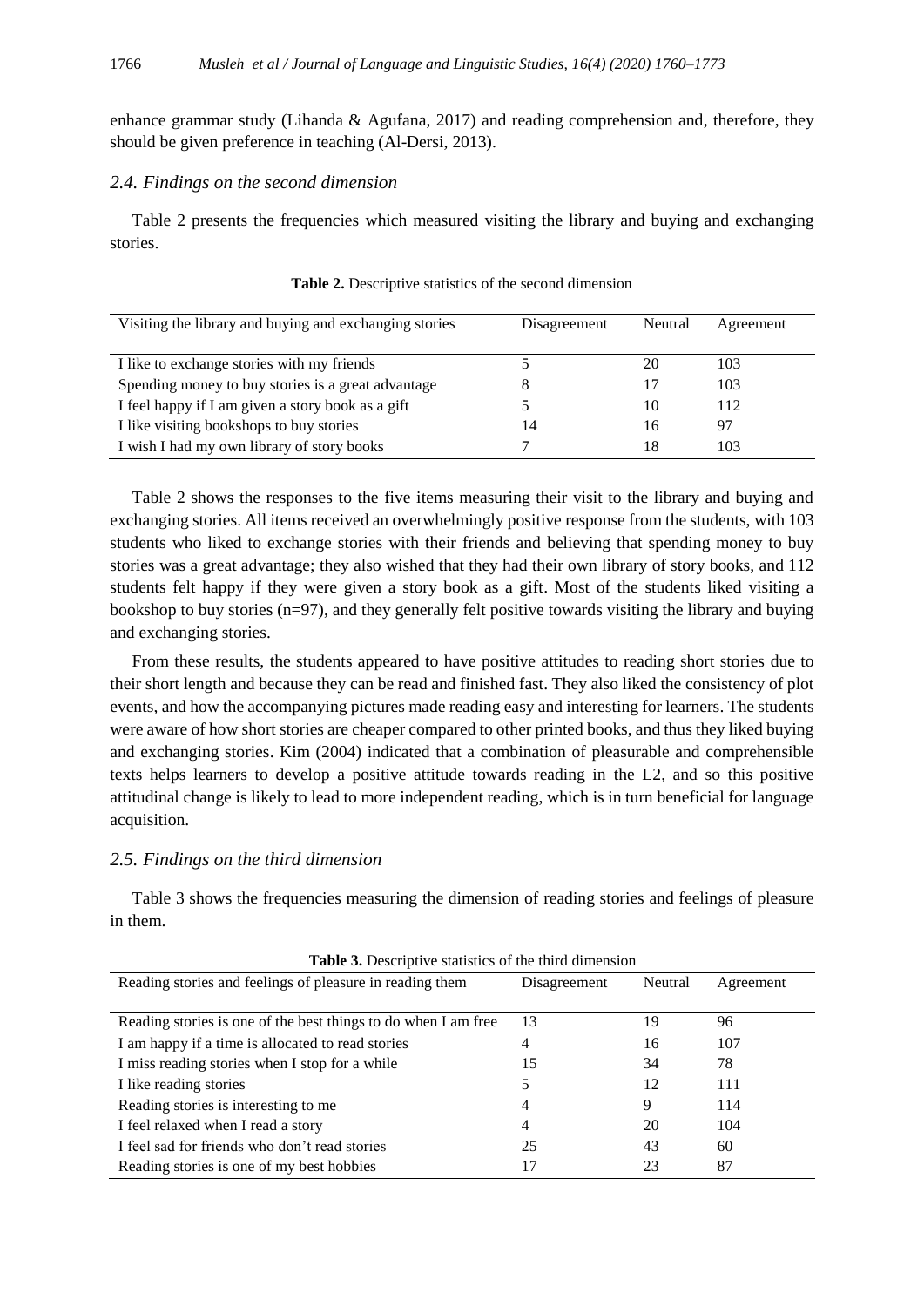enhance grammar study (Lihanda & Agufana, 2017) and reading comprehension and, therefore, they should be given preference in teaching (Al-Dersi, 2013).

### *2.4. Findings on the second dimension*

Table 2 presents the frequencies which measured visiting the library and buying and exchanging stories.

**Table 2.** Descriptive statistics of the second dimension

| Visiting the library and buying and exchanging stories | Disagreement | Neutral | Agreement |
|---|---|---|---|
| I like to exchange stories with my friends | 5 | 20 | 103 |
| Spending money to buy stories is a great advantage | 8 | 17 | 103 |
| I feel happy if I am given a story book as a gift | 5 | 10 | 112 |
| I like visiting bookshops to buy stories | 14 | 16 | 97 |
| I wish I had my own library of story books | 7 | 18 | 103 |

Table 2 shows the responses to the five items measuring their visit to the library and buying and exchanging stories. All items received an overwhelmingly positive response from the students, with 103 students who liked to exchange stories with their friends and believing that spending money to buy stories was a great advantage; they also wished that they had their own library of story books, and 112 students felt happy if they were given a story book as a gift. Most of the students liked visiting a bookshop to buy stories (n=97), and they generally felt positive towards visiting the library and buying and exchanging stories.

From these results, the students appeared to have positive attitudes to reading short stories due to their short length and because they can be read and finished fast. They also liked the consistency of plot events, and how the accompanying pictures made reading easy and interesting for learners. The students were aware of how short stories are cheaper compared to other printed books, and thus they liked buying and exchanging stories. Kim (2004) indicated that a combination of pleasurable and comprehensible texts helps learners to develop a positive attitude towards reading in the L2, and so this positive attitudinal change is likely to lead to more independent reading, which is in turn beneficial for language acquisition.

### *2.5. Findings on the third dimension*

Table 3 shows the frequencies measuring the dimension of reading stories and feelings of pleasure in them.

**Table 3.** Descriptive statistics of the third dimension

| Reading stories and feelings of pleasure in reading them | Disagreement | Neutral | Agreement |
|---|---|---|---|
| Reading stories is one of the best things to do when I am free | 13 | 19 | 96 |
| I am happy if a time is allocated to read stories | 4 | 16 | 107 |
| I miss reading stories when I stop for a while | 15 | 34 | 78 |
| I like reading stories | 5 | 12 | 111 |
| Reading stories is interesting to me | 4 | 9 | 114 |
| I feel relaxed when I read a story | 4 | 20 | 104 |
| I feel sad for friends who don't read stories | 25 | 43 | 60 |
| Reading stories is one of my best hobbies | 17 | 23 | 87 |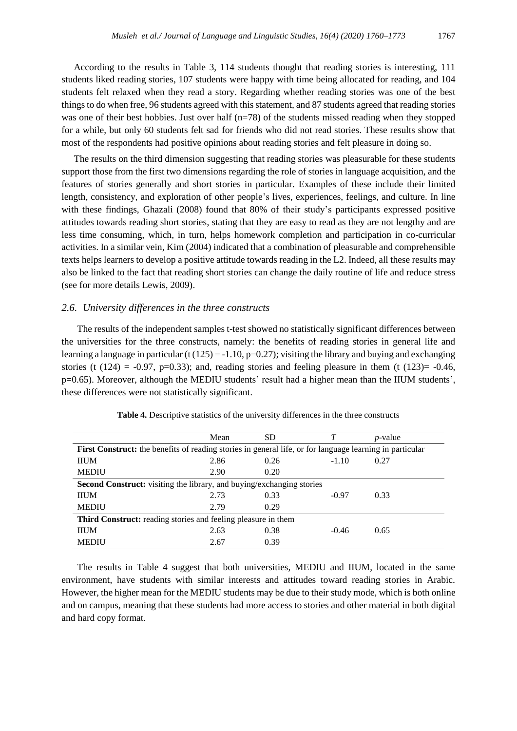According to the results in Table 3, 114 students thought that reading stories is interesting, 111 students liked reading stories, 107 students were happy with time being allocated for reading, and 104 students felt relaxed when they read a story. Regarding whether reading stories was one of the best things to do when free, 96 students agreed with this statement, and 87 students agreed that reading stories was one of their best hobbies. Just over half (n=78) of the students missed reading when they stopped for a while, but only 60 students felt sad for friends who did not read stories. These results show that most of the respondents had positive opinions about reading stories and felt pleasure in doing so.

The results on the third dimension suggesting that reading stories was pleasurable for these students support those from the first two dimensions regarding the role of stories in language acquisition, and the features of stories generally and short stories in particular. Examples of these include their limited length, consistency, and exploration of other people's lives, experiences, feelings, and culture. In line with these findings, Ghazali (2008) found that 80% of their study's participants expressed positive attitudes towards reading short stories, stating that they are easy to read as they are not lengthy and are less time consuming, which, in turn, helps homework completion and participation in co-curricular activities. In a similar vein, Kim (2004) indicated that a combination of pleasurable and comprehensible texts helps learners to develop a positive attitude towards reading in the L2. Indeed, all these results may also be linked to the fact that reading short stories can change the daily routine of life and reduce stress (see for more details Lewis, 2009).

### *2.6. University differences in the three constructs*

The results of the independent samples t-test showed no statistically significant differences between the universities for the three constructs, namely: the benefits of reading stories in general life and learning a language in particular ($t(125) = -1.10$, $p=0.27$); visiting the library and buying and exchanging stories ($t(124) = -0.97$, $p=0.33$); and, reading stories and feeling pleasure in them ($t(123) = -0.46$, $p=0.65$). Moreover, although the MEDIU students' result had a higher mean than the IIUM students', these differences were not statistically significant.

**Table 4.** Descriptive statistics of the university differences in the three constructs

| | Mean | SD | *T* | *p*-value |
|---|---|---|---|---|
| **First Construct:** the benefits of reading stories in general life, or for language learning in particular | | | | |
| IIUM | 2.86 | 0.26 | -1.10 | 0.27 |
| MEDIU | 2.90 | 0.20 | | |
| **Second Construct:** visiting the library, and buying/exchanging stories | | | | |
| IIUM | 2.73 | 0.33 | -0.97 | 0.33 |
| MEDIU | 2.79 | 0.29 | | |
| **Third Construct:** reading stories and feeling pleasure in them | | | | |
| IIUM | 2.63 | 0.38 | -0.46 | 0.65 |
| MEDIU | 2.67 | 0.39 | | |

The results in Table 4 suggest that both universities, MEDIU and IIUM, located in the same environment, have students with similar interests and attitudes toward reading stories in Arabic. However, the higher mean for the MEDIU students may be due to their study mode, which is both online and on campus, meaning that these students had more access to stories and other material in both digital and hard copy format.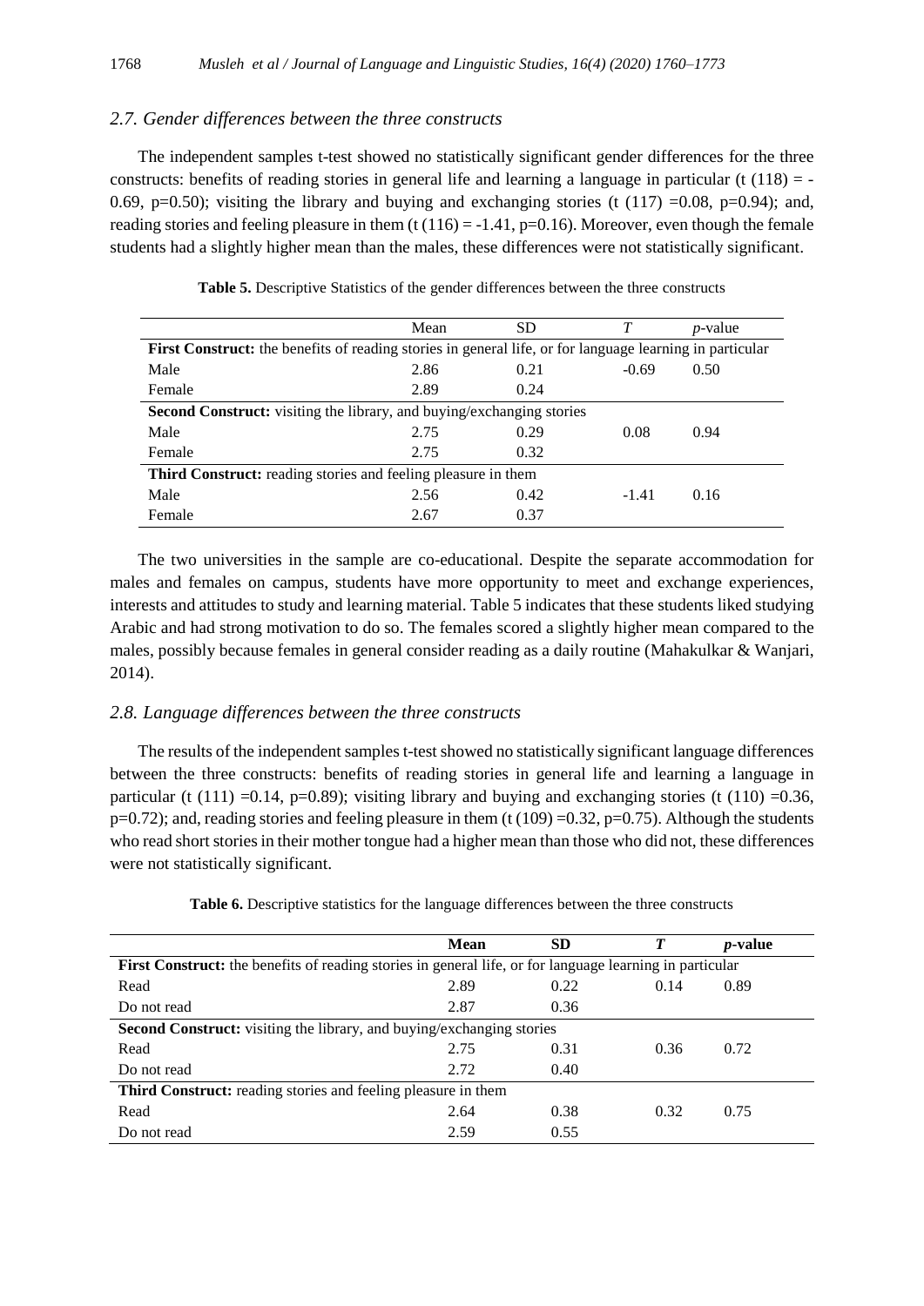### *2.7. Gender differences between the three constructs*

The independent samples t-test showed no statistically significant gender differences for the three constructs: benefits of reading stories in general life and learning a language in particular ($t(118) = -0.69$, $p=0.50$); visiting the library and buying and exchanging stories ($t(117) = 0.08$, $p=0.94$); and, reading stories and feeling pleasure in them ($t(116) = -1.41$, $p=0.16$). Moreover, even though the female students had a slightly higher mean than the males, these differences were not statistically significant.

**Table 5.** Descriptive Statistics of the gender differences between the three constructs

| | Mean | SD | *T* | *p*-value |
|---|---|---|---|---|
| **First Construct:** the benefits of reading stories in general life, or for language learning in particular | | | | |
| Male | 2.86 | 0.21 | -0.69 | 0.50 |
| Female | 2.89 | 0.24 | | |
| **Second Construct:** visiting the library, and buying/exchanging stories | | | | |
| Male | 2.75 | 0.29 | 0.08 | 0.94 |
| Female | 2.75 | 0.32 | | |
| **Third Construct:** reading stories and feeling pleasure in them | | | | |
| Male | 2.56 | 0.42 | -1.41 | 0.16 |
| Female | 2.67 | 0.37 | | |

The two universities in the sample are co-educational. Despite the separate accommodation for males and females on campus, students have more opportunity to meet and exchange experiences, interests and attitudes to study and learning material. Table 5 indicates that these students liked studying Arabic and had strong motivation to do so. The females scored a slightly higher mean compared to the males, possibly because females in general consider reading as a daily routine (Mahakulkar & Wanjari, 2014).

### *2.8. Language differences between the three constructs*

The results of the independent samples t-test showed no statistically significant language differences between the three constructs: benefits of reading stories in general life and learning a language in particular ($t(111) = 0.14$, $p=0.89$); visiting library and buying and exchanging stories ($t(110) = 0.36$, $p=0.72$); and, reading stories and feeling pleasure in them ($t(109) = 0.32$, $p=0.75$). Although the students who read short stories in their mother tongue had a higher mean than those who did not, these differences were not statistically significant.

**Table 6.** Descriptive statistics for the language differences between the three constructs

| | **Mean** | **SD** | ***T*** | ***p*-value** |
|---|---|---|---|---|
| **First Construct:** the benefits of reading stories in general life, or for language learning in particular | | | | |
| Read | 2.89 | 0.22 | 0.14 | 0.89 |
| Do not read | 2.87 | 0.36 | | |
| **Second Construct:** visiting the library, and buying/exchanging stories | | | | |
| Read | 2.75 | 0.31 | 0.36 | 0.72 |
| Do not read | 2.72 | 0.40 | | |
| **Third Construct:** reading stories and feeling pleasure in them | | | | |
| Read | 2.64 | 0.38 | 0.32 | 0.75 |
| Do not read | 2.59 | 0.55 | | |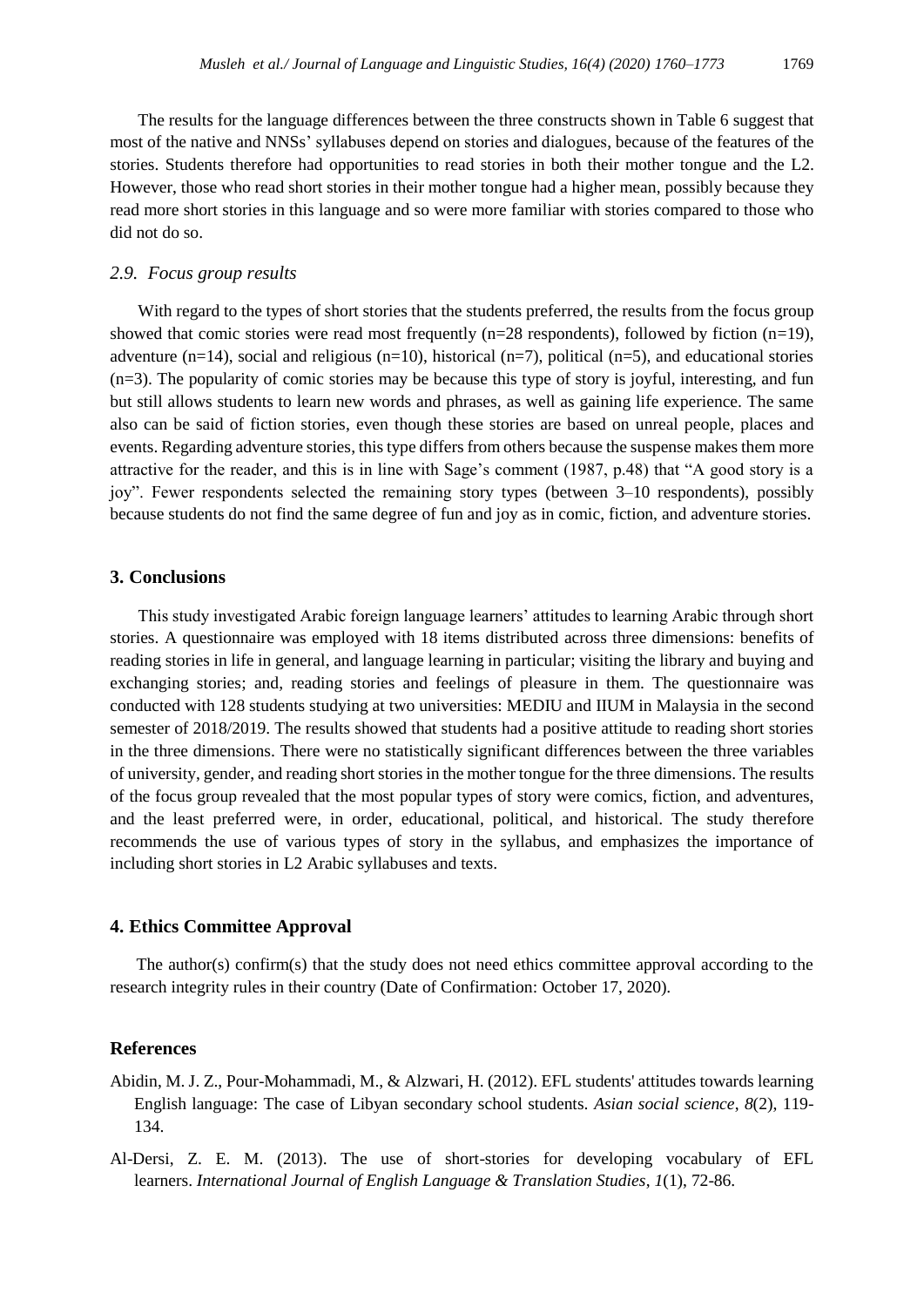The results for the language differences between the three constructs shown in Table 6 suggest that most of the native and NNSs' syllabuses depend on stories and dialogues, because of the features of the stories. Students therefore had opportunities to read stories in both their mother tongue and the L2. However, those who read short stories in their mother tongue had a higher mean, possibly because they read more short stories in this language and so were more familiar with stories compared to those who did not do so.

### *2.9. Focus group results*

With regard to the types of short stories that the students preferred, the results from the focus group showed that comic stories were read most frequently (n=28 respondents), followed by fiction (n=19), adventure (n=14), social and religious (n=10), historical (n=7), political (n=5), and educational stories (n=3). The popularity of comic stories may be because this type of story is joyful, interesting, and fun but still allows students to learn new words and phrases, as well as gaining life experience. The same also can be said of fiction stories, even though these stories are based on unreal people, places and events. Regarding adventure stories, this type differs from others because the suspense makes them more attractive for the reader, and this is in line with Sage's comment (1987, p.48) that "A good story is a joy". Fewer respondents selected the remaining story types (between 3–10 respondents), possibly because students do not find the same degree of fun and joy as in comic, fiction, and adventure stories.

## 3. Conclusions

This study investigated Arabic foreign language learners' attitudes to learning Arabic through short stories. A questionnaire was employed with 18 items distributed across three dimensions: benefits of reading stories in life in general, and language learning in particular; visiting the library and buying and exchanging stories; and, reading stories and feelings of pleasure in them. The questionnaire was conducted with 128 students studying at two universities: MEDIU and IIUM in Malaysia in the second semester of 2018/2019. The results showed that students had a positive attitude to reading short stories in the three dimensions. There were no statistically significant differences between the three variables of university, gender, and reading short stories in the mother tongue for the three dimensions. The results of the focus group revealed that the most popular types of story were comics, fiction, and adventures, and the least preferred were, in order, educational, political, and historical. The study therefore recommends the use of various types of story in the syllabus, and emphasizes the importance of including short stories in L2 Arabic syllabuses and texts.

## 4. Ethics Committee Approval

The author(s) confirm(s) that the study does not need ethics committee approval according to the research integrity rules in their country (Date of Confirmation: October 17, 2020).

## References

Abidin, M. J. Z., Pour-Mohammadi, M., & Alzwari, H. (2012). EFL students' attitudes towards learning English language: The case of Libyan secondary school students. *Asian social science*, *8*(2), 119-134.

Al-Dersi, Z. E. M. (2013). The use of short-stories for developing vocabulary of EFL learners. *International Journal of English Language & Translation Studies*, *1*(1), 72-86.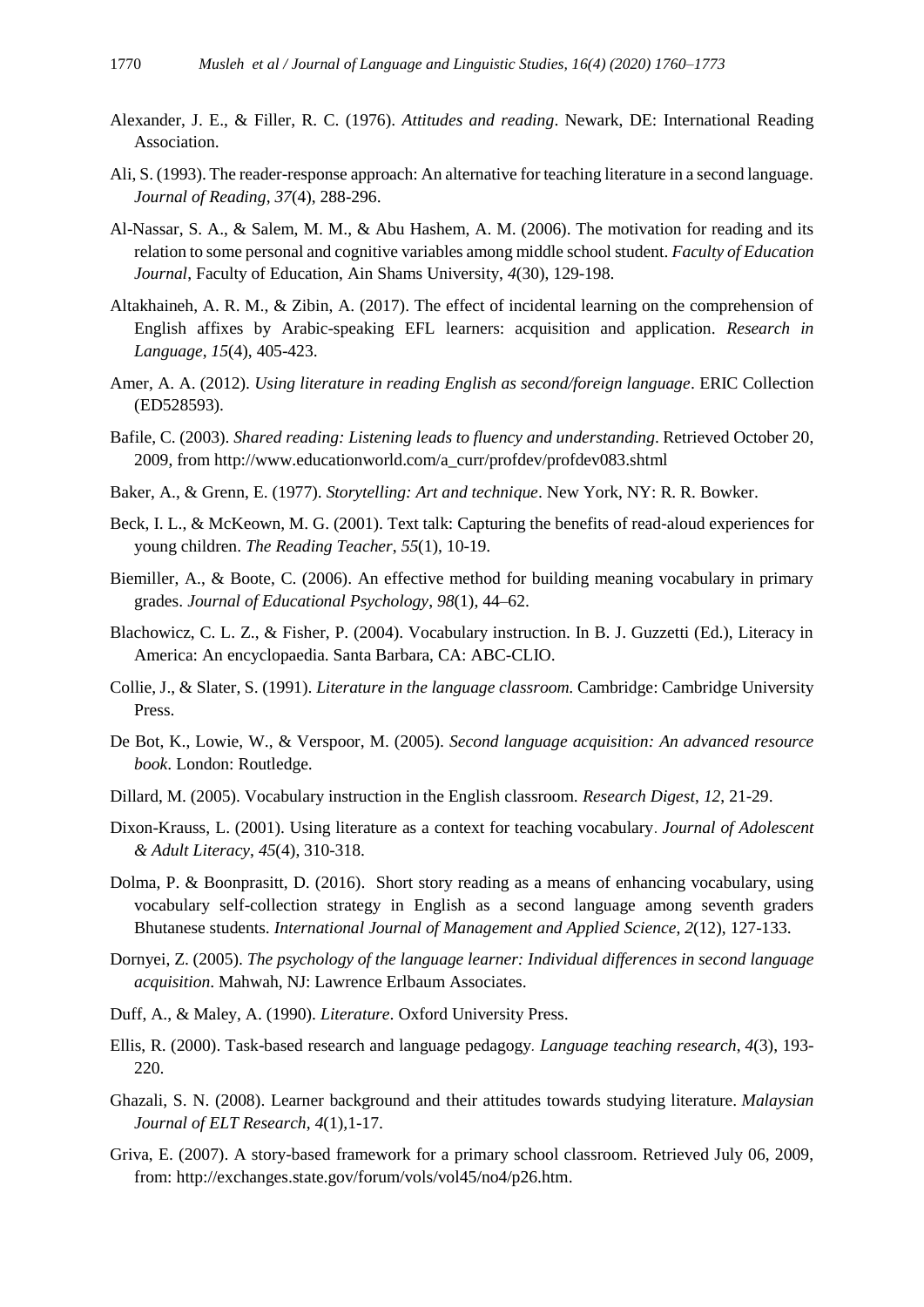Alexander, J. E., & Filler, R. C. (1976). *Attitudes and reading*. Newark, DE: International Reading Association.

Ali, S. (1993). The reader-response approach: An alternative for teaching literature in a second language. *Journal of Reading*, *37*(4), 288-296.

Al-Nassar, S. A., & Salem, M. M., & Abu Hashem, A. M. (2006). The motivation for reading and its relation to some personal and cognitive variables among middle school student. *Faculty of Education Journal*, Faculty of Education, Ain Shams University, *4*(30), 129-198.

Altakhaineh, A. R. M., & Zibin, A. (2017). The effect of incidental learning on the comprehension of English affixes by Arabic-speaking EFL learners: acquisition and application. *Research in Language*, *15*(4), 405-423.

Amer, A. A. (2012). *Using literature in reading English as second/foreign language*. ERIC Collection (ED528593).

Bafile, C. (2003). *Shared reading: Listening leads to fluency and understanding*. Retrieved October 20, 2009, from http://www.educationworld.com/a_curr/profdev/profdev083.shtml

Baker, A., & Grenn, E. (1977). *Storytelling: Art and technique*. New York, NY: R. R. Bowker.

Beck, I. L., & McKeown, M. G. (2001). Text talk: Capturing the benefits of read-aloud experiences for young children. *The Reading Teacher*, *55*(1), 10-19.

Biemiller, A., & Boote, C. (2006). An effective method for building meaning vocabulary in primary grades. *Journal of Educational Psychology*, *98*(1), 44–62.

Blachowicz, C. L. Z., & Fisher, P. (2004). Vocabulary instruction. In B. J. Guzzetti (Ed.), Literacy in America: An encyclopaedia. Santa Barbara, CA: ABC-CLIO.

Collie, J., & Slater, S. (1991). *Literature in the language classroom.* Cambridge: Cambridge University Press.

De Bot, K., Lowie, W., & Verspoor, M. (2005). *Second language acquisition: An advanced resource book*. London: Routledge.

Dillard, M. (2005). Vocabulary instruction in the English classroom. *Research Digest*, *12*, 21-29.

Dixon-Krauss, L. (2001). Using literature as a context for teaching vocabulary. *Journal of Adolescent & Adult Literacy*, *45*(4), 310-318.

Dolma, P. & Boonprasitt, D. (2016). Short story reading as a means of enhancing vocabulary, using vocabulary self-collection strategy in English as a second language among seventh graders Bhutanese students. *International Journal of Management and Applied Science*, *2*(12), 127-133.

Dornyei, Z. (2005). *The psychology of the language learner: Individual differences in second language acquisition*. Mahwah, NJ: Lawrence Erlbaum Associates.

Duff, A., & Maley, A. (1990). *Literature*. Oxford University Press.

Ellis, R. (2000). Task-based research and language pedagogy. *Language teaching research*, *4*(3), 193-220.

Ghazali, S. N. (2008). Learner background and their attitudes towards studying literature. *Malaysian Journal of ELT Research*, *4*(1),1-17.

Griva, E. (2007). A story-based framework for a primary school classroom. Retrieved July 06, 2009, from: http://exchanges.state.gov/forum/vols/vol45/no4/p26.htm.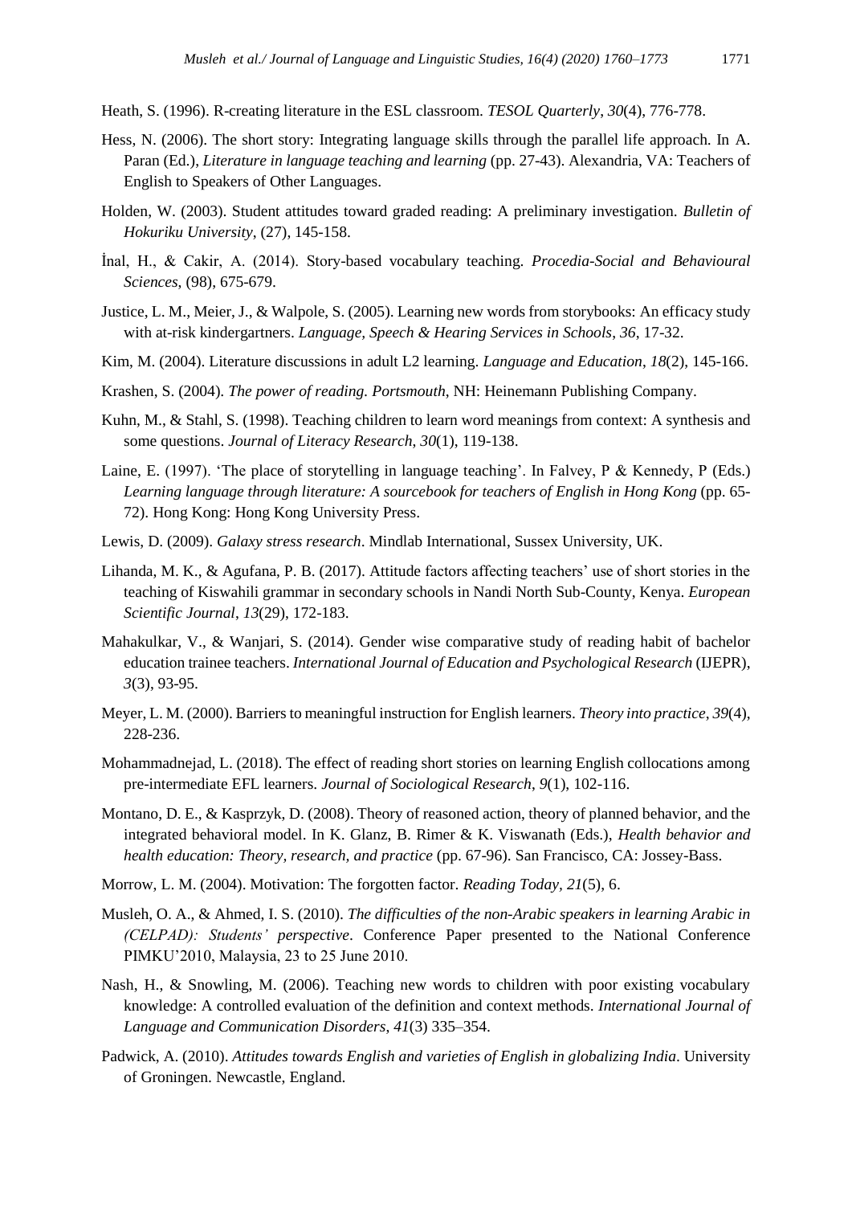Heath, S. (1996). R-creating literature in the ESL classroom. *TESOL Quarterly*, *30*(4), 776-778.

Hess, N. (2006). The short story: Integrating language skills through the parallel life approach. In A. Paran (Ed.), *Literature in language teaching and learning* (pp. 27-43). Alexandria, VA: Teachers of English to Speakers of Other Languages.

Holden, W. (2003). Student attitudes toward graded reading: A preliminary investigation. *Bulletin of Hokuriku University*, (27), 145-158.

İnal, H., & Cakir, A. (2014). Story-based vocabulary teaching. *Procedia-Social and Behavioural Sciences*, (98), 675-679.

Justice, L. M., Meier, J., & Walpole, S. (2005). Learning new words from storybooks: An efficacy study with at-risk kindergartners. *Language, Speech & Hearing Services in Schools*, *36*, 17-32.

Kim, M. (2004). Literature discussions in adult L2 learning. *Language and Education*, *18*(2), 145-166.

Krashen, S. (2004). *The power of reading. Portsmouth*, NH: Heinemann Publishing Company.

Kuhn, M., & Stahl, S. (1998). Teaching children to learn word meanings from context: A synthesis and some questions. *Journal of Literacy Research*, *30*(1), 119-138.

Laine, E. (1997). 'The place of storytelling in language teaching'. In Falvey, P & Kennedy, P (Eds.) *Learning language through literature: A sourcebook for teachers of English in Hong Kong* (pp. 65-72). Hong Kong: Hong Kong University Press.

Lewis, D. (2009). *Galaxy stress research*. Mindlab International, Sussex University, UK.

Lihanda, M. K., & Agufana, P. B. (2017). Attitude factors affecting teachers' use of short stories in the teaching of Kiswahili grammar in secondary schools in Nandi North Sub-County, Kenya. *European Scientific Journal*, *13*(29), 172-183.

Mahakulkar, V., & Wanjari, S. (2014). Gender wise comparative study of reading habit of bachelor education trainee teachers. *International Journal of Education and Psychological Research* (IJEPR), *3*(3), 93-95.

Meyer, L. M. (2000). Barriers to meaningful instruction for English learners. *Theory into practice*, *39*(4), 228-236.

Mohammadnejad, L. (2018). The effect of reading short stories on learning English collocations among pre-intermediate EFL learners. *Journal of Sociological Research*, *9*(1), 102-116.

Montano, D. E., & Kasprzyk, D. (2008). Theory of reasoned action, theory of planned behavior, and the integrated behavioral model. In K. Glanz, B. Rimer & K. Viswanath (Eds.), *Health behavior and health education: Theory, research, and practice* (pp. 67-96). San Francisco, CA: Jossey-Bass.

Morrow, L. M. (2004). Motivation: The forgotten factor. *Reading Today*, *21*(5), 6.

Musleh, O. A., & Ahmed, I. S. (2010). *The difficulties of the non-Arabic speakers in learning Arabic in (CELPAD): Students' perspective*. Conference Paper presented to the National Conference PIMKU'2010, Malaysia, 23 to 25 June 2010.

Nash, H., & Snowling, M. (2006). Teaching new words to children with poor existing vocabulary knowledge: A controlled evaluation of the definition and context methods. *International Journal of Language and Communication Disorders*, *41*(3) 335–354.

Padwick, A. (2010). *Attitudes towards English and varieties of English in globalizing India*. University of Groningen. Newcastle, England.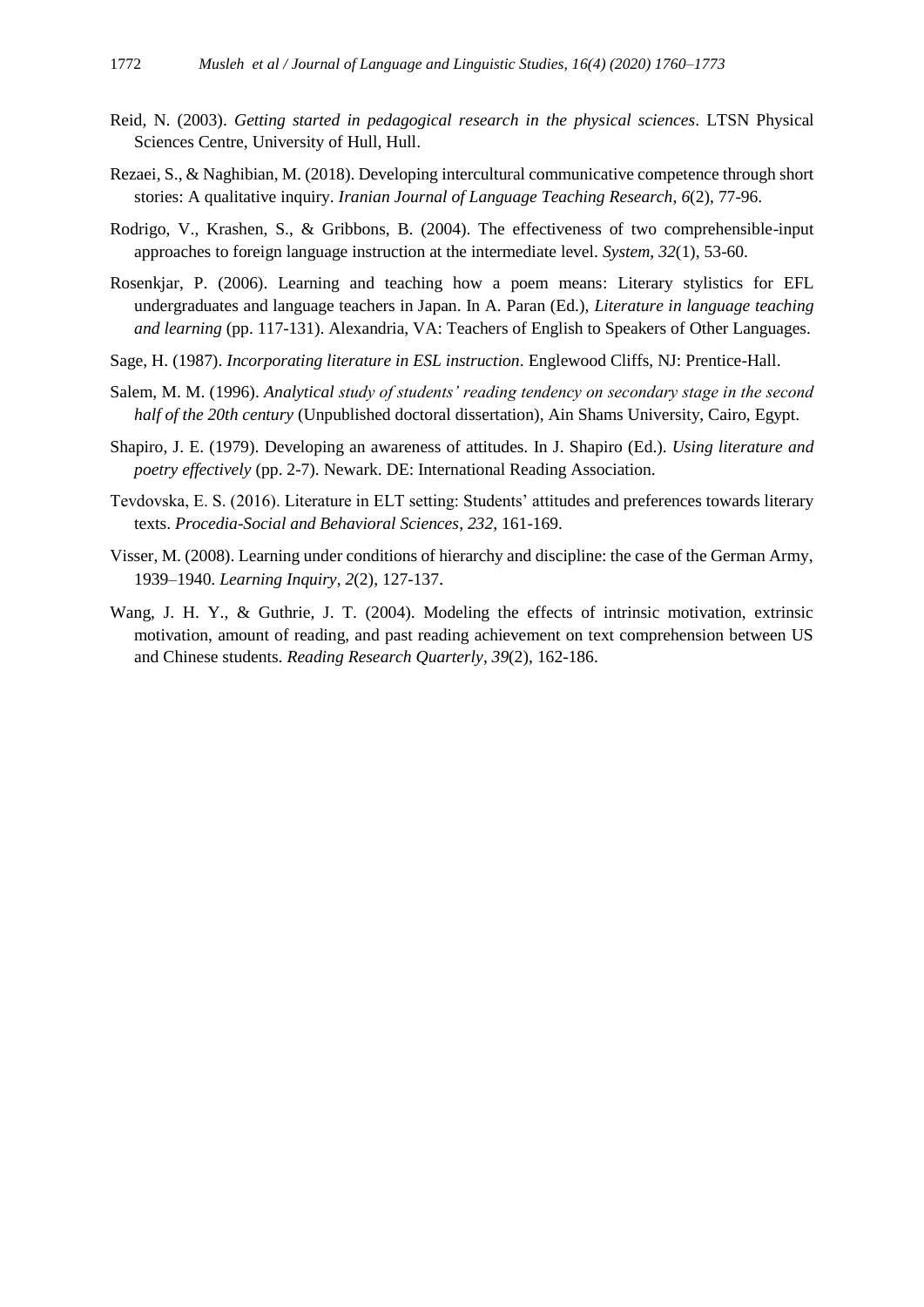Reid, N. (2003). *Getting started in pedagogical research in the physical sciences*. LTSN Physical Sciences Centre, University of Hull, Hull.

Rezaei, S., & Naghibian, M. (2018). Developing intercultural communicative competence through short stories: A qualitative inquiry. *Iranian Journal of Language Teaching Research*, *6*(2), 77-96.

Rodrigo, V., Krashen, S., & Gribbons, B. (2004). The effectiveness of two comprehensible-input approaches to foreign language instruction at the intermediate level. *System*, *32*(1), 53-60.

Rosenkjar, P. (2006). Learning and teaching how a poem means: Literary stylistics for EFL undergraduates and language teachers in Japan. In A. Paran (Ed.), *Literature in language teaching and learning* (pp. 117-131). Alexandria, VA: Teachers of English to Speakers of Other Languages.

Sage, H. (1987). *Incorporating literature in ESL instruction*. Englewood Cliffs, NJ: Prentice-Hall.

Salem, M. M. (1996). *Analytical study of students' reading tendency on secondary stage in the second half of the 20th century* (Unpublished doctoral dissertation), Ain Shams University, Cairo, Egypt.

Shapiro, J. E. (1979). Developing an awareness of attitudes. In J. Shapiro (Ed.). *Using literature and poetry effectively* (pp. 2-7). Newark. DE: International Reading Association.

Tevdovska, E. S. (2016). Literature in ELT setting: Students' attitudes and preferences towards literary texts. *Procedia-Social and Behavioral Sciences*, *232*, 161-169.

Visser, M. (2008). Learning under conditions of hierarchy and discipline: the case of the German Army, 1939–1940. *Learning Inquiry*, *2*(2), 127-137.

Wang, J. H. Y., & Guthrie, J. T. (2004). Modeling the effects of intrinsic motivation, extrinsic motivation, amount of reading, and past reading achievement on text comprehension between US and Chinese students. *Reading Research Quarterly*, *39*(2), 162-186.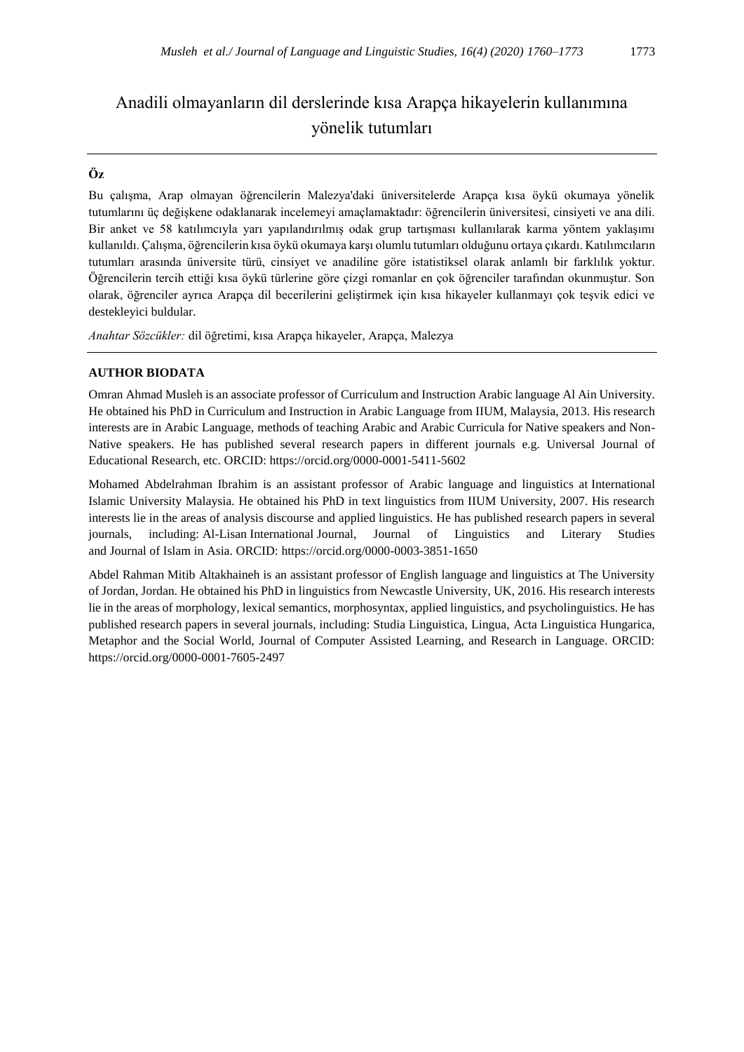# Anadili olmayanların dil derslerinde kısa Arapça hikayelerin kullanımına yönelik tutumları

## Öz

Bu çalışma, Arap olmayan öğrencilerin Malezya'daki üniversitelerde Arapça kısa öykü okumaya yönelik tutumlarını üç değişkene odaklanarak incelemeyi amaçlamaktadır: öğrencilerin üniversitesi, cinsiyeti ve ana dili. Bir anket ve 58 katılımcıyla yarı yapılandırılmış odak grup tartışması kullanılarak karma yöntem yaklaşımı kullanıldı. Çalışma, öğrencilerin kısa öykü okumaya karşı olumlu tutumları olduğunu ortaya çıkardı. Katılımcıların tutumları arasında üniversite türü, cinsiyet ve anadiline göre istatistiksel olarak anlamlı bir farklılık yoktur. Öğrencilerin tercih ettiği kısa öykü türlerine göre çizgi romanlar en çok öğrenciler tarafından okunmuştur. Son olarak, öğrenciler ayrıca Arapça dil becerilerini geliştirmek için kısa hikayeler kullanmayı çok teşvik edici ve destekleyici buldular.

*Anahtar Sözcükler:* dil öğretimi, kısa Arapça hikayeler, Arapça, Malezya

## AUTHOR BIODATA

Omran Ahmad Musleh is an associate professor of Curriculum and Instruction Arabic language Al Ain University. He obtained his PhD in Curriculum and Instruction in Arabic Language from IIUM, Malaysia, 2013. His research interests are in Arabic Language, methods of teaching Arabic and Arabic Curricula for Native speakers and Non-Native speakers. He has published several research papers in different journals e.g. Universal Journal of Educational Research, etc. ORCID: https://orcid.org/0000-0001-5411-5602

Mohamed Abdelrahman Ibrahim is an assistant professor of Arabic language and linguistics at International Islamic University Malaysia. He obtained his PhD in text linguistics from IIUM University, 2007. His research interests lie in the areas of analysis discourse and applied linguistics. He has published research papers in several journals, including: Al-Lisan International Journal, Journal of Linguistics and Literary Studies and Journal of Islam in Asia. ORCID: https://orcid.org/0000-0003-3851-1650

Abdel Rahman Mitib Altakhaineh is an assistant professor of English language and linguistics at The University of Jordan, Jordan. He obtained his PhD in linguistics from Newcastle University, UK, 2016. His research interests lie in the areas of morphology, lexical semantics, morphosyntax, applied linguistics, and psycholinguistics. He has published research papers in several journals, including: Studia Linguistica, Lingua, Acta Linguistica Hungarica, Metaphor and the Social World, Journal of Computer Assisted Learning, and Research in Language. ORCID: https://orcid.org/0000-0001-7605-2497